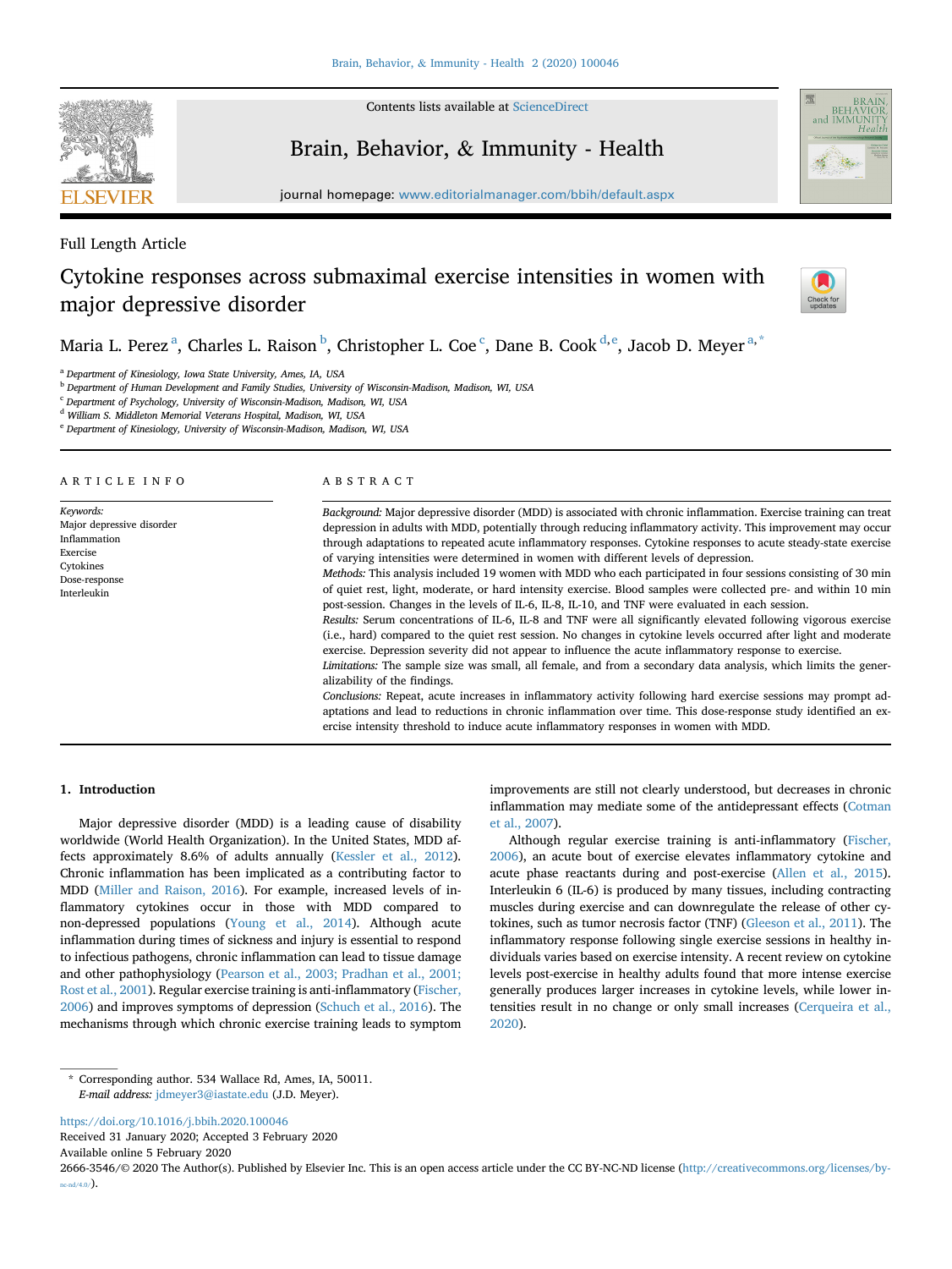Full Length Article

# Cytokine responses across submaximal exercise intensities in women with major depressive disorder

Maria L. Perez [a], Charles L. Raison [b], Christopher L. Coe [c], Dane B. Cook [d,e], Jacob D. Meyer [a,*]

[a] Department of Kinesiology, Iowa State University, Ames, IA, USA
[b] Department of Human Development and Family Studies, University of Wisconsin-Madison, Madison, WI, USA
[c] Department of Psychology, University of Wisconsin-Madison, Madison, WI, USA
[d] William S. Middleton Memorial Veterans Hospital, Madison, WI, USA
[e] Department of Kinesiology, University of Wisconsin-Madison, Madison, WI, USA

## ARTICLE INFO

*Keywords:*
Major depressive disorder
Inflammation
Exercise
Cytokines
Dose-response
Interleukin

## ABSTRACT

*Background:* Major depressive disorder (MDD) is associated with chronic inflammation. Exercise training can treat depression in adults with MDD, potentially through reducing inflammatory activity. This improvement may occur through adaptations to repeated acute inflammatory responses. Cytokine responses to acute steady-state exercise of varying intensities were determined in women with different levels of depression.

*Methods:* This analysis included 19 women with MDD who each participated in four sessions consisting of 30 min of quiet rest, light, moderate, or hard intensity exercise. Blood samples were collected pre- and within 10 min post-session. Changes in the levels of IL-6, IL-8, IL-10, and TNF were evaluated in each session.

*Results:* Serum concentrations of IL-6, IL-8 and TNF were all significantly elevated following vigorous exercise (i.e., hard) compared to the quiet rest session. No changes in cytokine levels occurred after light and moderate exercise. Depression severity did not appear to influence the acute inflammatory response to exercise.

*Limitations:* The sample size was small, all female, and from a secondary data analysis, which limits the generalizability of the findings.

*Conclusions:* Repeat, acute increases in inflammatory activity following hard exercise sessions may prompt adaptations and lead to reductions in chronic inflammation over time. This dose-response study identified an exercise intensity threshold to induce acute inflammatory responses in women with MDD.

## 1. Introduction

Major depressive disorder (MDD) is a leading cause of disability worldwide (World Health Organization). In the United States, MDD affects approximately 8.6% of adults annually (Kessler et al., 2012). Chronic inflammation has been implicated as a contributing factor to MDD (Miller and Raison, 2016). For example, increased levels of inflammatory cytokines occur in those with MDD compared to non-depressed populations (Young et al., 2014). Although acute inflammation during times of sickness and injury is essential to respond to infectious pathogens, chronic inflammation can lead to tissue damage and other pathophysiology (Pearson et al., 2003; Pradhan et al., 2001; Rost et al., 2001). Regular exercise training is anti-inflammatory (Fischer, 2006) and improves symptoms of depression (Schuch et al., 2016). The mechanisms through which chronic exercise training leads to symptom improvements are still not clearly understood, but decreases in chronic inflammation may mediate some of the antidepressant effects (Cotman et al., 2007).

Although regular exercise training is anti-inflammatory (Fischer, 2006), an acute bout of exercise elevates inflammatory cytokine and acute phase reactants during and post-exercise (Allen et al., 2015). Interleukin 6 (IL-6) is produced by many tissues, including contracting muscles during exercise and can downregulate the release of other cytokines, such as tumor necrosis factor (TNF) (Gleeson et al., 2011). The inflammatory response following single exercise sessions in healthy individuals varies based on exercise intensity. A recent review on cytokine levels post-exercise in healthy adults found that more intense exercise generally produces larger increases in cytokine levels, while lower intensities result in no change or only small increases (Cerqueira et al., 2020).

* Corresponding author. 534 Wallace Rd, Ames, IA, 50011.
*E-mail address:* jdmeyer3@iastate.edu (J.D. Meyer).

https://doi.org/10.1016/j.bbih.2020.100046
Received 31 January 2020; Accepted 3 February 2020
Available online 5 February 2020
2666-3546/© 2020 The Author(s). Published by Elsevier Inc. This is an open access article under the CC BY-NC-ND license (http://creativecommons.org/licenses/by-nc-nd/4.0/).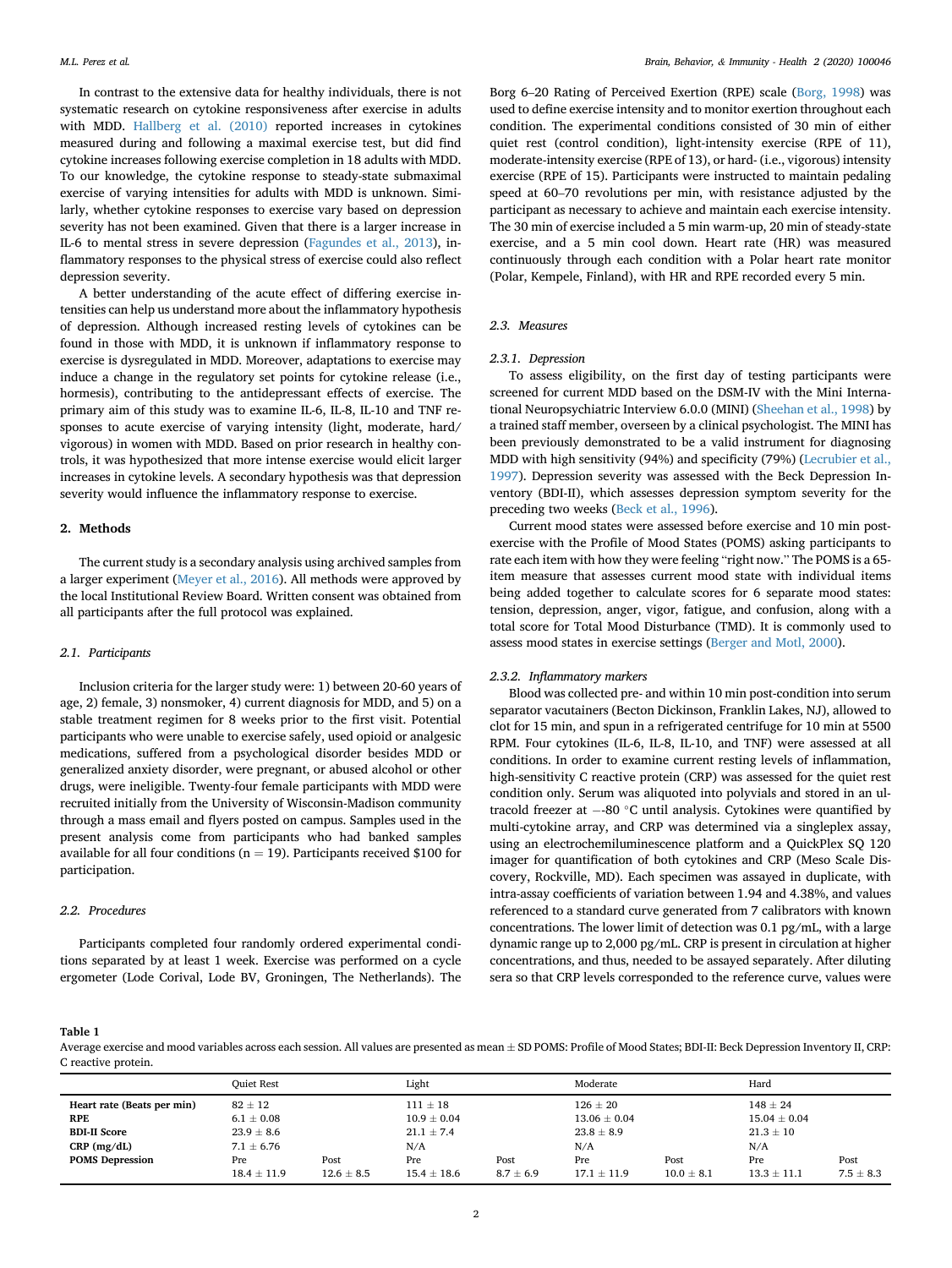In contrast to the extensive data for healthy individuals, there is not systematic research on cytokine responsiveness after exercise in adults with MDD. Hallberg et al. (2010) reported increases in cytokines measured during and following a maximal exercise test, but did find cytokine increases following exercise completion in 18 adults with MDD. To our knowledge, the cytokine response to steady-state submaximal exercise of varying intensities for adults with MDD is unknown. Similarly, whether cytokine responses to exercise vary based on depression severity has not been examined. Given that there is a larger increase in IL-6 to mental stress in severe depression (Fagundes et al., 2013), inflammatory responses to the physical stress of exercise could also reflect depression severity.

A better understanding of the acute effect of differing exercise intensities can help us understand more about the inflammatory hypothesis of depression. Although increased resting levels of cytokines can be found in those with MDD, it is unknown if inflammatory response to exercise is dysregulated in MDD. Moreover, adaptations to exercise may induce a change in the regulatory set points for cytokine release (i.e., hormesis), contributing to the antidepressant effects of exercise. The primary aim of this study was to examine IL-6, IL-8, IL-10 and TNF responses to acute exercise of varying intensity (light, moderate, hard/vigorous) in women with MDD. Based on prior research in healthy controls, it was hypothesized that more intense exercise would elicit larger increases in cytokine levels. A secondary hypothesis was that depression severity would influence the inflammatory response to exercise.

## 2. Methods

The current study is a secondary analysis using archived samples from a larger experiment (Meyer et al., 2016). All methods were approved by the local Institutional Review Board. Written consent was obtained from all participants after the full protocol was explained.

### 2.1. Participants

Inclusion criteria for the larger study were: 1) between 20-60 years of age, 2) female, 3) nonsmoker, 4) current diagnosis for MDD, and 5) on a stable treatment regimen for 8 weeks prior to the first visit. Potential participants who were unable to exercise safely, used opioid or analgesic medications, suffered from a psychological disorder besides MDD or generalized anxiety disorder, were pregnant, or abused alcohol or other drugs, were ineligible. Twenty-four female participants with MDD were recruited initially from the University of Wisconsin-Madison community through a mass email and flyers posted on campus. Samples used in the present analysis come from participants who had banked samples available for all four conditions (n = 19). Participants received $100 for participation.

### 2.2. Procedures

Participants completed four randomly ordered experimental conditions separated by at least 1 week. Exercise was performed on a cycle ergometer (Lode Corival, Lode BV, Groningen, The Netherlands). The Borg 6–20 Rating of Perceived Exertion (RPE) scale (Borg, 1998) was used to define exercise intensity and to monitor exertion throughout each condition. The experimental conditions consisted of 30 min of either quiet rest (control condition), light-intensity exercise (RPE of 11), moderate-intensity exercise (RPE of 13), or hard- (i.e., vigorous) intensity exercise (RPE of 15). Participants were instructed to maintain pedaling speed at 60–70 revolutions per min, with resistance adjusted by the participant as necessary to achieve and maintain each exercise intensity. The 30 min of exercise included a 5 min warm-up, 20 min of steady-state exercise, and a 5 min cool down. Heart rate (HR) was measured continuously through each condition with a Polar heart rate monitor (Polar, Kempele, Finland), with HR and RPE recorded every 5 min.

### 2.3. Measures

#### 2.3.1. Depression

To assess eligibility, on the first day of testing participants were screened for current MDD based on the DSM-IV with the Mini International Neuropsychiatric Interview 6.0.0 (MINI) (Sheehan et al., 1998) by a trained staff member, overseen by a clinical psychologist. The MINI has been previously demonstrated to be a valid instrument for diagnosing MDD with high sensitivity (94%) and specificity (79%) (Lecrubier et al., 1997). Depression severity was assessed with the Beck Depression Inventory (BDI-II), which assesses depression symptom severity for the preceding two weeks (Beck et al., 1996).

Current mood states were assessed before exercise and 10 min post-exercise with the Profile of Mood States (POMS) asking participants to rate each item with how they were feeling "right now." The POMS is a 65-item measure that assesses current mood state with individual items being added together to calculate scores for 6 separate mood states: tension, depression, anger, vigor, fatigue, and confusion, along with a total score for Total Mood Disturbance (TMD). It is commonly used to assess mood states in exercise settings (Berger and Motl, 2000).

#### 2.3.2. Inflammatory markers

Blood was collected pre- and within 10 min post-condition into serum separator vacutainers (Becton Dickinson, Franklin Lakes, NJ), allowed to clot for 15 min, and spun in a refrigerated centrifuge for 10 min at 5500 RPM. Four cytokines (IL-6, IL-8, IL-10, and TNF) were assessed at all conditions. In order to examine current resting levels of inflammation, high-sensitivity C reactive protein (CRP) was assessed for the quiet rest condition only. Serum was aliquoted into polyvials and stored in an ultracold freezer at −-80 °C until analysis. Cytokines were quantified by multi-cytokine array, and CRP was determined via a singleplex assay, using an electrochemiluminescence platform and a QuickPlex SQ 120 imager for quantification of both cytokines and CRP (Meso Scale Discovery, Rockville, MD). Each specimen was assayed in duplicate, with intra-assay coefficients of variation between 1.94 and 4.38%, and values referenced to a standard curve generated from 7 calibrators with known concentrations. The lower limit of detection was 0.1 pg/mL, with a large dynamic range up to 2,000 pg/mL. CRP is present in circulation at higher concentrations, and thus, needed to be assayed separately. After diluting sera so that CRP levels corresponded to the reference curve, values were

**Table 1**

Average exercise and mood variables across each session. All values are presented as mean ± SD POMS: Profile of Mood States; BDI-II: Beck Depression Inventory II, CRP: C reactive protein.

| | Quiet Rest | | Light | | Moderate | | Hard | |
|---|---|---|---|---|---|---|---|---|
| **Heart rate (Beats per min)** | 82 ± 12 | | 111 ± 18 | | 126 ± 20 | | 148 ± 24 | |
| **RPE** | 6.1 ± 0.08 | | 10.9 ± 0.04 | | 13.06 ± 0.04 | | 15.04 ± 0.04 | |
| **BDI-II Score** | 23.9 ± 8.6 | | 21.1 ± 7.4 | | 23.8 ± 8.9 | | 21.3 ± 10 | |
| **CRP (mg/dL)** | 7.1 ± 6.76 | | N/A | | N/A | | N/A | |
| **POMS Depression** | Pre | Post | Pre | Post | Pre | Post | Pre | Post |
| | 18.4 ± 11.9 | 12.6 ± 8.5 | 15.4 ± 18.6 | 8.7 ± 6.9 | 17.1 ± 11.9 | 10.0 ± 8.1 | 13.3 ± 11.1 | 7.5 ± 8.3 |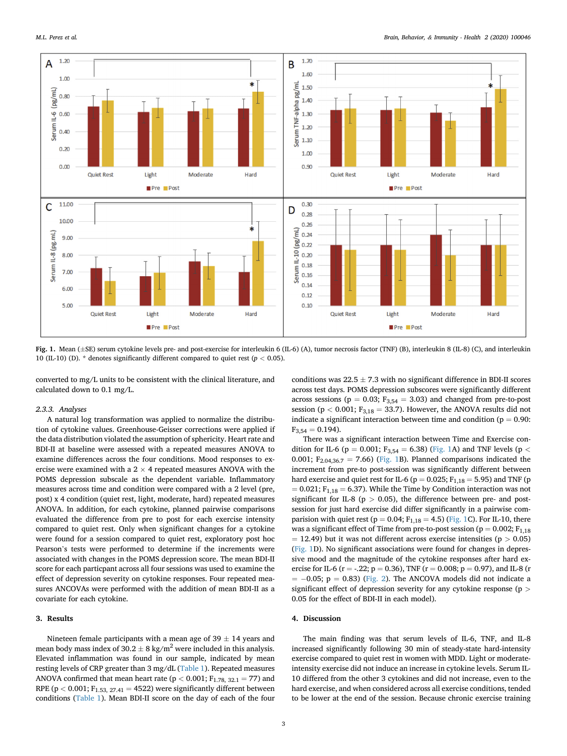Fig. 1. Mean (±SE) serum cytokine levels pre- and post-exercise for interleukin 6 (IL-6) (A), tumor necrosis factor (TNF) (B), interleukin 8 (IL-8) (C), and interleukin 10 (IL-10) (D). * denotes significantly different compared to quiet rest ($p < 0.05$).

converted to mg/L units to be consistent with the clinical literature, and calculated down to 0.1 mg/L.

### 2.3.3. Analyses

A natural log transformation was applied to normalize the distribution of cytokine values. Greenhouse-Geisser corrections were applied if the data distribution violated the assumption of sphericity. Heart rate and BDI-II at baseline were assessed with a repeated measures ANOVA to examine differences across the four conditions. Mood responses to exercise were examined with a 2 × 4 repeated measures ANOVA with the POMS depression subscale as the dependent variable. Inflammatory measures across time and condition were compared with a 2 level (pre, post) x 4 condition (quiet rest, light, moderate, hard) repeated measures ANOVA. In addition, for each cytokine, planned pairwise comparisons evaluated the difference from pre to post for each exercise intensity compared to quiet rest. Only when significant changes for a cytokine were found for a session compared to quiet rest, exploratory post hoc Pearson's tests were performed to determine if the increments were associated with changes in the POMS depression score. The mean BDI-II score for each particpant across all four sessions was used to examine the effect of depression severity on cytokine responses. Four repeated measures ANCOVAs were performed with the addition of mean BDI-II as a covariate for each cytokine.

## 3. Results

Nineteen female participants with a mean age of 39 ± 14 years and mean body mass index of 30.2 ± 8 kg/m$^2$ were included in this analysis. Elevated inflammation was found in our sample, indicated by mean resting levels of CRP greater than 3 mg/dL (Table 1). Repeated measures ANOVA confirmed that mean heart rate ($p < 0.001$; $F_{1.78,\ 32.1} = 77$) and RPE ($p < 0.001$; $F_{1.53,\ 27.41} = 4522$) were significantly different between conditions (Table 1). Mean BDI-II score on the day of each of the four conditions was 22.5 ± 7.3 with no significant difference in BDI-II scores across test days. POMS depression subscores were significantly different across sessions ($p = 0.03$; $F_{3,54} = 3.03$) and changed from pre-to-post session ($p < 0.001$; $F_{3,18} = 33.7$). However, the ANOVA results did not indicate a significant interaction between time and condition ($p = 0.90$: $F_{3,54} = 0.194$).

There was a significant interaction between Time and Exercise condition for IL-6 ($p = 0.001$; $F_{3,54} = 6.38$) (Fig. 1A) and TNF levels ($p < 0.001$; $F_{2.04,36.7} = 7.66$) (Fig. 1B). Planned comparisons indicated the increment from pre-to post-session was significantly different between hard exercise and quiet rest for IL-6 ($p = 0.025$; $F_{1,18} = 5.95$) and TNF ($p = 0.021$; $F_{1,18} = 6.37$). While the Time by Condition interaction was not significant for IL-8 ($p > 0.05$), the difference between pre- and post-session for just hard exercise did differ significantly in a pairwise comparision with quiet rest ($p = 0.04$; $F_{1,18} = 4.5$) (Fig. 1C). For IL-10, there was a significant effect of Time from pre-to-post session ($p = 0.002$; $F_{1,18} = 12.49$) but it was not different across exercise intensities ($p > 0.05$) (Fig. 1D). No significant associations were found for changes in depressive mood and the magnitude of the cytokine responses after hard exercise for IL-6 ($r = -.22$; $p = 0.36$), TNF ($r = 0.008$; $p = 0.97$), and IL-8 ($r = -0.05$; $p = 0.83$) (Fig. 2). The ANCOVA models did not indicate a significant effect of depression severity for any cytokine response ($p > 0.05$ for the effect of BDI-II in each model).

## 4. Discussion

The main finding was that serum levels of IL-6, TNF, and IL-8 increased significantly following 30 min of steady-state hard-intensity exercise compared to quiet rest in women with MDD. Light or moderate-intensity exercise did not induce an increase in cytokine levels. Serum IL-10 differed from the other 3 cytokines and did not increase, even to the hard exercise, and when considered across all exercise conditions, tended to be lower at the end of the session. Because chronic exercise training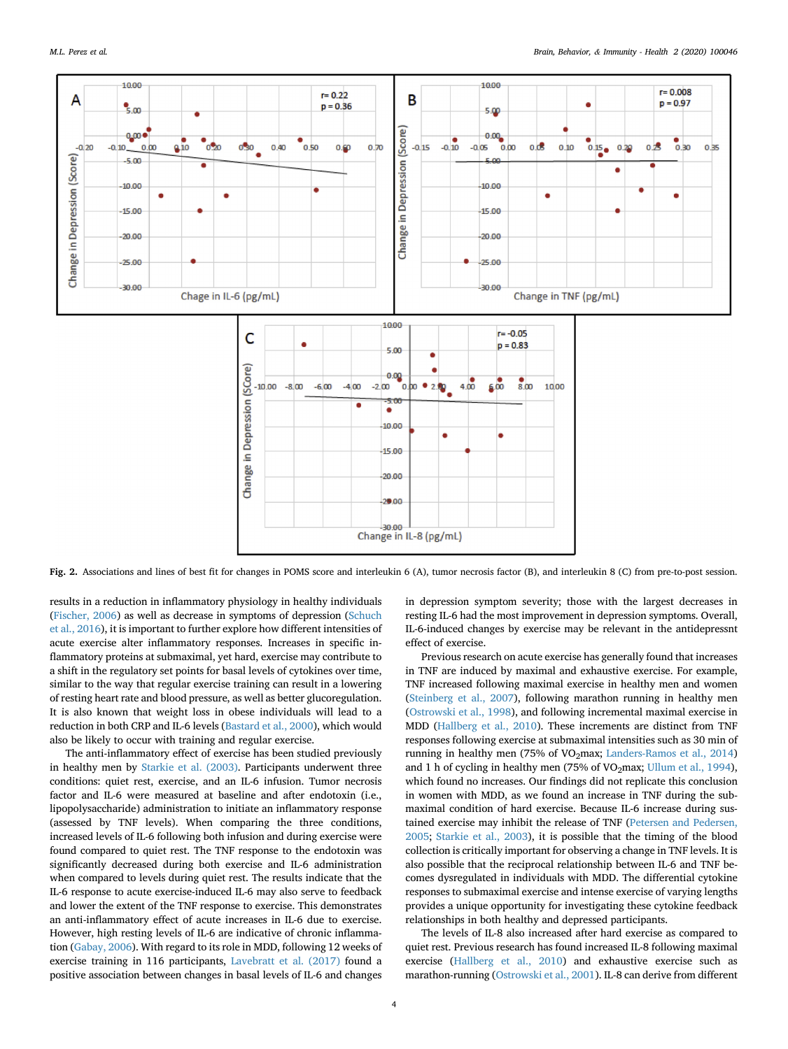**Fig. 2.** Associations and lines of best fit for changes in POMS score and interleukin 6 (A), tumor necrosis factor (B), and interleukin 8 (C) from pre-to-post session.

results in a reduction in inflammatory physiology in healthy individuals (Fischer, 2006) as well as decrease in symptoms of depression (Schuch et al., 2016), it is important to further explore how different intensities of acute exercise alter inflammatory responses. Increases in specific inflammatory proteins at submaximal, yet hard, exercise may contribute to a shift in the regulatory set points for basal levels of cytokines over time, similar to the way that regular exercise training can result in a lowering of resting heart rate and blood pressure, as well as better glucoregulation. It is also known that weight loss in obese individuals will lead to a reduction in both CRP and IL-6 levels (Bastard et al., 2000), which would also be likely to occur with training and regular exercise.

The anti-inflammatory effect of exercise has been studied previously in healthy men by Starkie et al. (2003). Participants underwent three conditions: quiet rest, exercise, and an IL-6 infusion. Tumor necrosis factor and IL-6 were measured at baseline and after endotoxin (i.e., lipopolysaccharide) administration to initiate an inflammatory response (assessed by TNF levels). When comparing the three conditions, increased levels of IL-6 following both infusion and during exercise were found compared to quiet rest. The TNF response to the endotoxin was significantly decreased during both exercise and IL-6 administration when compared to levels during quiet rest. The results indicate that the IL-6 response to acute exercise-induced IL-6 may also serve to feedback and lower the extent of the TNF response to exercise. This demonstrates an anti-inflammatory effect of acute increases in IL-6 due to exercise. However, high resting levels of IL-6 are indicative of chronic inflammation (Gabay, 2006). With regard to its role in MDD, following 12 weeks of exercise training in 116 participants, Lavebratt et al. (2017) found a positive association between changes in basal levels of IL-6 and changes in depression symptom severity; those with the largest decreases in resting IL-6 had the most improvement in depression symptoms. Overall, IL-6-induced changes by exercise may be relevant in the antidepressnt effect of exercise.

Previous research on acute exercise has generally found that increases in TNF are induced by maximal and exhaustive exercise. For example, TNF increased following maximal exercise in healthy men and women (Steinberg et al., 2007), following marathon running in healthy men (Ostrowski et al., 1998), and following incremental maximal exercise in MDD (Hallberg et al., 2010). These increments are distinct from TNF responses following exercise at submaximal intensities such as 30 min of running in healthy men (75% of $VO_2$max; Landers-Ramos et al., 2014) and 1 h of cycling in healthy men (75% of $VO_2$max; Ullum et al., 1994), which found no increases. Our findings did not replicate this conclusion in women with MDD, as we found an increase in TNF during the submaximal condition of hard exercise. Because IL-6 increase during sustained exercise may inhibit the release of TNF (Petersen and Pedersen, 2005; Starkie et al., 2003), it is possible that the timing of the blood collection is critically important for observing a change in TNF levels. It is also possible that the reciprocal relationship between IL-6 and TNF becomes dysregulated in individuals with MDD. The differential cytokine responses to submaximal exercise and intense exercise of varying lengths provides a unique opportunity for investigating these cytokine feedback relationships in both healthy and depressed participants.

The levels of IL-8 also increased after hard exercise as compared to quiet rest. Previous research has found increased IL-8 following maximal exercise (Hallberg et al., 2010) and exhaustive exercise such as marathon-running (Ostrowski et al., 2001). IL-8 can derive from different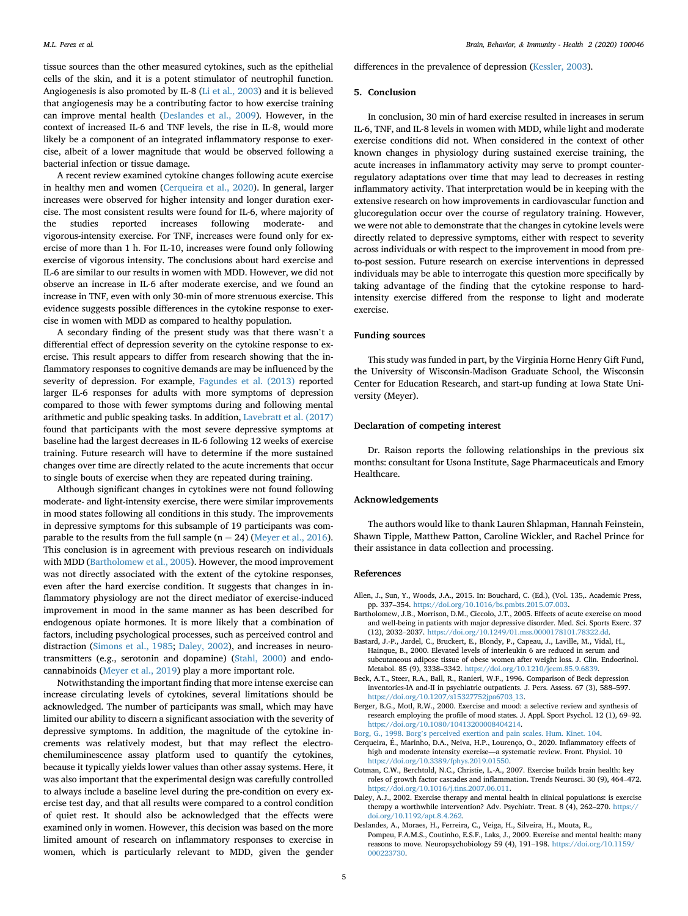tissue sources than the other measured cytokines, such as the epithelial cells of the skin, and it is a potent stimulator of neutrophil function. Angiogenesis is also promoted by IL-8 (Li et al., 2003) and it is believed that angiogenesis may be a contributing factor to how exercise training can improve mental health (Deslandes et al., 2009). However, in the context of increased IL-6 and TNF levels, the rise in IL-8, would more likely be a component of an integrated inflammatory response to exercise, albeit of a lower magnitude that would be observed following a bacterial infection or tissue damage.

A recent review examined cytokine changes following acute exercise in healthy men and women (Cerqueira et al., 2020). In general, larger increases were observed for higher intensity and longer duration exercise. The most consistent results were found for IL-6, where majority of the studies reported increases following moderate- and vigorous-intensity exercise. For TNF, increases were found only for exercise of more than 1 h. For IL-10, increases were found only following exercise of vigorous intensity. The conclusions about hard exercise and IL-6 are similar to our results in women with MDD. However, we did not observe an increase in IL-6 after moderate exercise, and we found an increase in TNF, even with only 30-min of more strenuous exercise. This evidence suggests possible differences in the cytokine response to exercise in women with MDD as compared to healthy population.

A secondary finding of the present study was that there wasn't a differential effect of depression severity on the cytokine response to exercise. This result appears to differ from research showing that the inflammatory responses to cognitive demands are may be influenced by the severity of depression. For example, Fagundes et al. (2013) reported larger IL-6 responses for adults with more symptoms of depression compared to those with fewer symptoms during and following mental arithmetic and public speaking tasks. In addition, Lavebratt et al. (2017) found that participants with the most severe depressive symptoms at baseline had the largest decreases in IL-6 following 12 weeks of exercise training. Future research will have to determine if the more sustained changes over time are directly related to the acute increments that occur to single bouts of exercise when they are repeated during training.

Although significant changes in cytokines were not found following moderate- and light-intensity exercise, there were similar improvements in mood states following all conditions in this study. The improvements in depressive symptoms for this subsample of 19 participants was comparable to the results from the full sample (n = 24) (Meyer et al., 2016). This conclusion is in agreement with previous research on individuals with MDD (Bartholomew et al., 2005). However, the mood improvement was not directly associated with the extent of the cytokine responses, even after the hard exercise condition. It suggests that changes in inflammatory physiology are not the direct mediator of exercise-induced improvement in mood in the same manner as has been described for endogenous opiate hormones. It is more likely that a combination of factors, including psychological processes, such as perceived control and distraction (Simons et al., 1985; Daley, 2002), and increases in neurotransmitters (e.g., serotonin and dopamine) (Stahl, 2000) and endocannabinoids (Meyer et al., 2019) play a more important role.

Notwithstanding the important finding that more intense exercise can increase circulating levels of cytokines, several limitations should be acknowledged. The number of participants was small, which may have limited our ability to discern a significant association with the severity of depressive symptoms. In addition, the magnitude of the cytokine increments was relatively modest, but that may reflect the electrochemiluminescence assay platform used to quantify the cytokines, because it typically yields lower values than other assay systems. Here, it was also important that the experimental design was carefully controlled to always include a baseline level during the pre-condition on every exercise test day, and that all results were compared to a control condition of quiet rest. It should also be acknowledged that the effects were examined only in women. However, this decision was based on the more limited amount of research on inflammatory responses to exercise in women, which is particularly relevant to MDD, given the gender differences in the prevalence of depression (Kessler, 2003).

## 5. Conclusion

In conclusion, 30 min of hard exercise resulted in increases in serum IL-6, TNF, and IL-8 levels in women with MDD, while light and moderate exercise conditions did not. When considered in the context of other known changes in physiology during sustained exercise training, the acute increases in inflammatory activity may serve to prompt counter-regulatory adaptations over time that may lead to decreases in resting inflammatory activity. That interpretation would be in keeping with the extensive research on how improvements in cardiovascular function and glucoregulation occur over the course of regulatory training. However, we were not able to demonstrate that the changes in cytokine levels were directly related to depressive symptoms, either with respect to severity across individuals or with respect to the improvement in mood from pre-to-post session. Future research on exercise interventions in depressed individuals may be able to interrogate this question more specifically by taking advantage of the finding that the cytokine response to hard-intensity exercise differed from the response to light and moderate exercise.

## Funding sources

This study was funded in part, by the Virginia Horne Henry Gift Fund, the University of Wisconsin-Madison Graduate School, the Wisconsin Center for Education Research, and start-up funding at Iowa State University (Meyer).

## Declaration of competing interest

Dr. Raison reports the following relationships in the previous six months: consultant for Usona Institute, Sage Pharmaceuticals and Emory Healthcare.

## Acknowledgements

The authors would like to thank Lauren Shlapman, Hannah Feinstein, Shawn Tipple, Matthew Patton, Caroline Wickler, and Rachel Prince for their assistance in data collection and processing.

## References

Allen, J., Sun, Y., Woods, J.A., 2015. In: Bouchard, C. (Ed.), (Vol. 135,. Academic Press, pp. 337–354. https://doi.org/10.1016/bs.pmbts.2015.07.003.

Bartholomew, J.B., Morrison, D.M., Ciccolo, J.T., 2005. Effects of acute exercise on mood and well-being in patients with major depressive disorder. Med. Sci. Sports Exerc. 37 (12), 2032–2037. https://doi.org/10.1249/01.mss.0000178101.78322.dd.

Bastard, J.-P., Jardel, C., Bruckert, E., Blondy, P., Capeau, J., Laville, M., Vidal, H., Hainque, B., 2000. Elevated levels of interleukin 6 are reduced in serum and subcutaneous adipose tissue of obese women after weight loss. J. Clin. Endocrinol. Metabol. 85 (9), 3338–3342. https://doi.org/10.1210/jcem.85.9.6839.

Beck, A.T., Steer, R.A., Ball, R., Ranieri, W.F., 1996. Comparison of Beck depression inventories-IA and-II in psychiatric outpatients. J. Pers. Assess. 67 (3), 588–597. https://doi.org/10.1207/s15327752jpa6703_13.

Berger, B.G., Motl, R.W., 2000. Exercise and mood: a selective review and synthesis of research employing the profile of mood states. J. Appl. Sport Psychol. 12 (1), 69–92. https://doi.org/10.1080/10413200008404214.

Borg, G., 1998. Borg's perceived exertion and pain scales. Hum. Kinet. 104.

Cerqueira, É., Marinho, D.A., Neiva, H.P., Lourenço, O., 2020. Inflammatory effects of high and moderate intensity exercise—a systematic review. Front. Physiol. 10 https://doi.org/10.3389/fphys.2019.01550.

Cotman, C.W., Berchtold, N.C., Christie, L.-A., 2007. Exercise builds brain health: key roles of growth factor cascades and inflammation. Trends Neurosci. 30 (9), 464–472. https://doi.org/10.1016/j.tins.2007.06.011.

Daley, A.J., 2002. Exercise therapy and mental health in clinical populations: is exercise therapy a worthwhile intervention? Adv. Psychiatr. Treat. 8 (4), 262–270. https://doi.org/10.1192/apt.8.4.262.

Deslandes, A., Moraes, H., Ferreira, C., Veiga, H., Silveira, H., Mouta, R., Pompeu, F.A.M.S., Coutinho, E.S.F., Laks, J., 2009. Exercise and mental health: many reasons to move. Neuropsychobiology 59 (4), 191–198. https://doi.org/10.1159/000223730.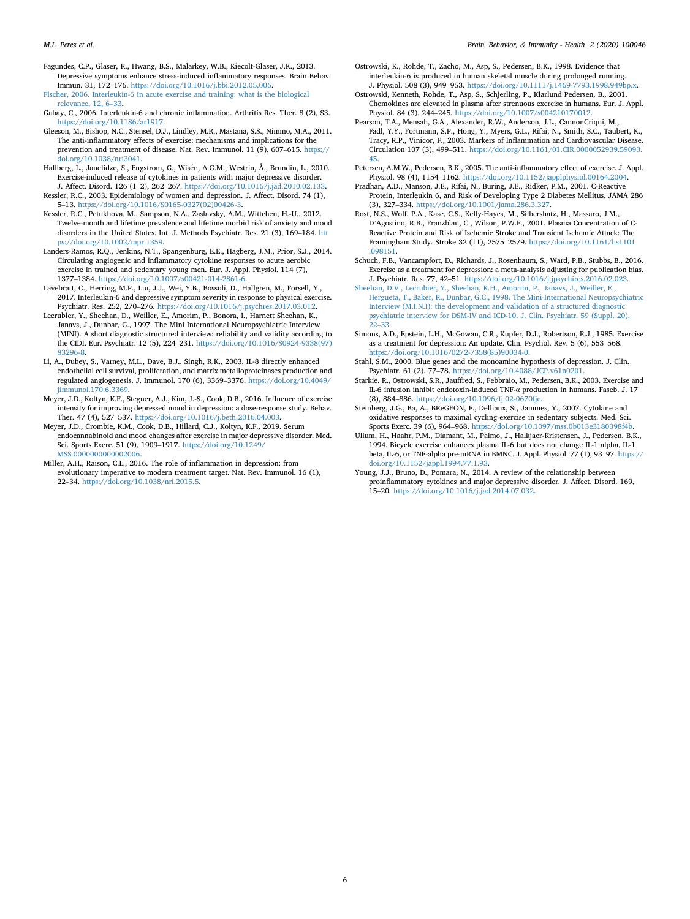Fagundes, C.P., Glaser, R., Hwang, B.S., Malarkey, W.B., Kiecolt-Glaser, J.K., 2013. Depressive symptoms enhance stress-induced inflammatory responses. Brain Behav. Immun. 31, 172–176. https://doi.org/10.1016/j.bbi.2012.05.006.

Fischer, 2006. Interleukin-6 in acute exercise and training: what is the biological relevance, 12, 6–33.

Gabay, C., 2006. Interleukin-6 and chronic inflammation. Arthritis Res. Ther. 8 (2), S3. https://doi.org/10.1186/ar1917.

Gleeson, M., Bishop, N.C., Stensel, D.J., Lindley, M.R., Mastana, S.S., Nimmo, M.A., 2011. The anti-inflammatory effects of exercise: mechanisms and implications for the prevention and treatment of disease. Nat. Rev. Immunol. 11 (9), 607–615. https://doi.org/10.1038/nri3041.

Hallberg, L., Janelidze, S., Engstrom, G., Wisén, A.G.M., Westrin, Å., Brundin, L., 2010. Exercise-induced release of cytokines in patients with major depressive disorder. J. Affect. Disord. 126 (1–2), 262–267. https://doi.org/10.1016/j.jad.2010.02.133.

Kessler, R.C., 2003. Epidemiology of women and depression. J. Affect. Disord. 74 (1), 5–13. https://doi.org/10.1016/S0165-0327(02)00426-3.

Kessler, R.C., Petukhova, M., Sampson, N.A., Zaslavsky, A.M., Wittchen, H.-U., 2012. Twelve-month and lifetime prevalence and lifetime morbid risk of anxiety and mood disorders in the United States. Int. J. Methods Psychiatr. Res. 21 (3), 169–184. https://doi.org/10.1002/mpr.1359.

Landers-Ramos, R.Q., Jenkins, N.T., Spangenburg, E.E., Hagberg, J.M., Prior, S.J., 2014. Circulating angiogenic and inflammatory cytokine responses to acute aerobic exercise in trained and sedentary young men. Eur. J. Appl. Physiol. 114 (7), 1377–1384. https://doi.org/10.1007/s00421-014-2861-6.

Lavebratt, C., Herring, M.P., Liu, J.J., Wei, Y.B., Bossoli, D., Hallgren, M., Forsell, Y., 2017. Interleukin-6 and depressive symptom severity in response to physical exercise. Psychiatr. Res. 252, 270–276. https://doi.org/10.1016/j.psychres.2017.03.012.

Lecrubier, Y., Sheehan, D., Weiller, E., Amorim, P., Bonora, I., Harnett Sheehan, K., Janavs, J., Dunbar, G., 1997. The Mini International Neuropsychiatric Interview (MINI). A short diagnostic structured interview: reliability and validity according to the CIDI. Eur. Psychiatr. 12 (5), 224–231. https://doi.org/10.1016/S0924-9338(97)83296-8.

Li, A., Dubey, S., Varney, M.L., Dave, B.J., Singh, R.K., 2003. IL-8 directly enhanced endothelial cell survival, proliferation, and matrix metalloproteinases production and regulated angiogenesis. J. Immunol. 170 (6), 3369–3376. https://doi.org/10.4049/jimmunol.170.6.3369.

Meyer, J.D., Koltyn, K.F., Stegner, A.J., Kim, J.-S., Cook, D.B., 2016. Influence of exercise intensity for improving depressed mood in depression: a dose-response study. Behav. Ther. 47 (4), 527–537. https://doi.org/10.1016/j.beth.2016.04.003.

Meyer, J.D., Crombie, K.M., Cook, D.B., Hillard, C.J., Koltyn, K.F., 2019. Serum endocannabinoid and mood changes after exercise in major depressive disorder. Med. Sci. Sports Exerc. 51 (9), 1909–1917. https://doi.org/10.1249/MSS.0000000000002006.

Miller, A.H., Raison, C.L., 2016. The role of inflammation in depression: from evolutionary imperative to modern treatment target. Nat. Rev. Immunol. 16 (1), 22–34. https://doi.org/10.1038/nri.2015.5.

Ostrowski, K., Rohde, T., Zacho, M., Asp, S., Pedersen, B.K., 1998. Evidence that interleukin-6 is produced in human skeletal muscle during prolonged running. J. Physiol. 508 (3), 949–953. https://doi.org/10.1111/j.1469-7793.1998.949bp.x.

Ostrowski, Kenneth, Rohde, T., Asp, S., Schjerling, P., Klarlund Pedersen, B., 2001. Chemokines are elevated in plasma after strenuous exercise in humans. Eur. J. Appl. Physiol. 84 (3), 244–245. https://doi.org/10.1007/s004210170012.

Pearson, T.A., Mensah, G.A., Alexander, R.W., Anderson, J.L., CannonCriqui, M., Fadl, Y.Y., Fortmann, S.P., Hong, Y., Myers, G.L., Rifai, N., Smith, S.C., Taubert, K., Tracy, R.P., Vinicor, F., 2003. Markers of Inflammation and Cardiovascular Disease. Circulation 107 (3), 499–511. https://doi.org/10.1161/01.CIR.0000052939.59093.45.

Petersen, A.M.W., Pedersen, B.K., 2005. The anti-inflammatory effect of exercise. J. Appl. Physiol. 98 (4), 1154–1162. https://doi.org/10.1152/japplphysiol.00164.2004.

Pradhan, A.D., Manson, J.E., Rifai, N., Buring, J.E., Ridker, P.M., 2001. C-Reactive Protein, Interleukin 6, and Risk of Developing Type 2 Diabetes Mellitus. JAMA 286 (3), 327–334. https://doi.org/10.1001/jama.286.3.327.

Rost, N.S., Wolf, P.A., Kase, C.S., Kelly-Hayes, M., Silbershatz, H., Massaro, J.M., D'Agostino, R.B., Franzblau, C., Wilson, P.W.F., 2001. Plasma Concentration of C-Reactive Protein and Risk of Ischemic Stroke and Transient Ischemic Attack: The Framingham Study. Stroke 32 (11), 2575–2579. https://doi.org/10.1161/hs1101.098151.

Schuch, F.B., Vancampfort, D., Richards, J., Rosenbaum, S., Ward, P.B., Stubbs, B., 2016. Exercise as a treatment for depression: a meta-analysis adjusting for publication bias. J. Psychiatr. Res. 77, 42–51. https://doi.org/10.1016/j.jpsychires.2016.02.023.

Sheehan, D.V., Lecrubier, Y., Sheehan, K.H., Amorim, P., Janavs, J., Weiller, E., Hergueta, T., Baker, R., Dunbar, G.C., 1998. The Mini-International Neuropsychiatric Interview (M.I.N.I): the development and validation of a structured diagnostic psychiatric interview for DSM-IV and ICD-10. J. Clin. Psychiatr. 59 (Suppl. 20), 22–33.

Simons, A.D., Epstein, L.H., McGowan, C.R., Kupfer, D.J., Robertson, R.J., 1985. Exercise as a treatment for depression: An update. Clin. Psychol. Rev. 5 (6), 553–568. https://doi.org/10.1016/0272-7358(85)90034-0.

Stahl, S.M., 2000. Blue genes and the monoamine hypothesis of depression. J. Clin. Psychiatr. 61 (2), 77–78. https://doi.org/10.4088/JCP.v61n0201.

Starkie, R., Ostrowski, S.R., Jauffred, S., Febbraio, M., Pedersen, B.K., 2003. Exercise and IL-6 infusion inhibit endotoxin-induced TNF-α production in humans. Faseb. J. 17 (8), 884–886. https://doi.org/10.1096/fj.02-0670fje.

Steinberg, J.G., Ba, A., BRéGEON, F., Delliaux, St, Jammes, Y., 2007. Cytokine and oxidative responses to maximal cycling exercise in sedentary subjects. Med. Sci. Sports Exerc. 39 (6), 964–968. https://doi.org/10.1097/mss.0b013e3180398f4b.

Ullum, H., Haahr, P.M., Diamant, M., Palmo, J., Halkjaer-Kristensen, J., Pedersen, B.K., 1994. Bicycle exercise enhances plasma IL-6 but does not change IL-1 alpha, IL-1 beta, IL-6, or TNF-alpha pre-mRNA in BMNC. J. Appl. Physiol. 77 (1), 93–97. https://doi.org/10.1152/jappl.1994.77.1.93.

Young, J.J., Bruno, D., Pomara, N., 2014. A review of the relationship between proinflammatory cytokines and major depressive disorder. J. Affect. Disord. 169, 15–20. https://doi.org/10.1016/j.jad.2014.07.032.